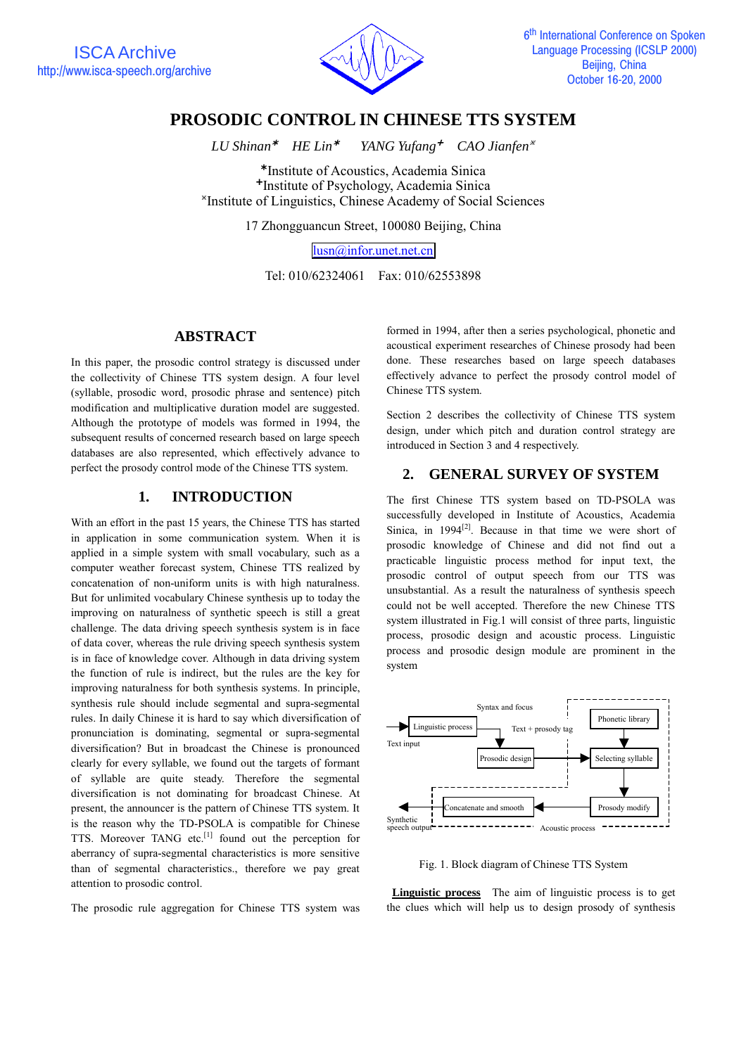ISCA Archive
http://www.isca-speech.org/archive

6th International Conference on Spoken Language Processing (ICSLP 2000)
Beijing, China
October 16-20, 2000

# PROSODIC CONTROL IN CHINESE TTS SYSTEM

*LU Shinan*\* *HE Lin*\* *YANG Yufang*+ *CAO Jianfen*×

\*Institute of Acoustics, Academia Sinica
+Institute of Psychology, Academia Sinica
×Institute of Linguistics, Chinese Academy of Social Sciences

17 Zhongguancun Street, 100080 Beijing, China

lusn@infor.unet.net.cn

Tel: 010/62324061 Fax: 010/62553898

## ABSTRACT

In this paper, the prosodic control strategy is discussed under the collectivity of Chinese TTS system design. A four level (syllable, prosodic word, prosodic phrase and sentence) pitch modification and multiplicative duration model are suggested. Although the prototype of models was formed in 1994, the subsequent results of concerned research based on large speech databases are also represented, which effectively advance to perfect the prosody control mode of the Chinese TTS system.

## 1. INTRODUCTION

With an effort in the past 15 years, the Chinese TTS has started in application in some communication system. When it is applied in a simple system with small vocabulary, such as a computer weather forecast system, Chinese TTS realized by concatenation of non-uniform units is with high naturalness. But for unlimited vocabulary Chinese synthesis up to today the improving on naturalness of synthetic speech is still a great challenge. The data driving speech synthesis system is in face of data cover, whereas the rule driving speech synthesis system is in face of knowledge cover. Although in data driving system the function of rule is indirect, but the rules are the key for improving naturalness for both synthesis systems. In principle, synthesis rule should include segmental and supra-segmental rules. In daily Chinese it is hard to say which diversification of pronunciation is dominating, segmental or supra-segmental diversification? But in broadcast the Chinese is pronounced clearly for every syllable, we found out the targets of formant of syllable are quite steady. Therefore the segmental diversification is not dominating for broadcast Chinese. At present, the announcer is the pattern of Chinese TTS system. It is the reason why the TD-PSOLA is compatible for Chinese TTS. Moreover TANG etc.[1] found out the perception for aberrancy of supra-segmental characteristics is more sensitive than of segmental characteristics., therefore we pay great attention to prosodic control.

The prosodic rule aggregation for Chinese TTS system was formed in 1994, after then a series psychological, phonetic and acoustical experiment researches of Chinese prosody had been done. These researches based on large speech databases effectively advance to perfect the prosody control model of Chinese TTS system.

Section 2 describes the collectivity of Chinese TTS system design, under which pitch and duration control strategy are introduced in Section 3 and 4 respectively.

## 2. GENERAL SURVEY OF SYSTEM

The first Chinese TTS system based on TD-PSOLA was successfully developed in Institute of Acoustics, Academia Sinica, in 1994[2]. Because in that time we were short of prosodic knowledge of Chinese and did not find out a practicable linguistic process method for input text, the prosodic control of output speech from our TTS was unsubstantial. As a result the naturalness of synthesis speech could not be well accepted. Therefore the new Chinese TTS system illustrated in Fig.1 will consist of three parts, linguistic process, prosodic design and acoustic process. Linguistic process and prosodic design module are prominent in the system

Syntax and focus; Text input; Linguistic process; Text + prosody tag; Prosodic design; Phonetic library; Selecting syllable; Prosody modify; Concatenate and smooth; Synthetic speech output; Acoustic process

Fig. 1. Block diagram of Chinese TTS System

**Linguistic process** The aim of linguistic process is to get the clues which will help us to design prosody of synthesis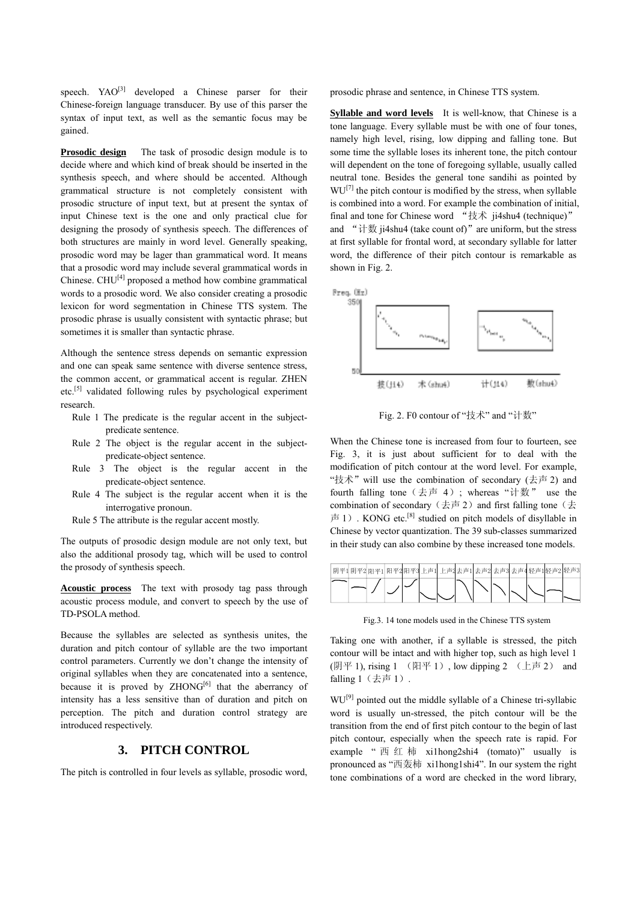speech. YAO[3] developed a Chinese parser for their Chinese-foreign language transducer. By use of this parser the syntax of input text, as well as the semantic focus may be gained.

**Prosodic design** The task of prosodic design module is to decide where and which kind of break should be inserted in the synthesis speech, and where should be accented. Although grammatical structure is not completely consistent with prosodic structure of input text, but at present the syntax of input Chinese text is the one and only practical clue for designing the prosody of synthesis speech. The differences of both structures are mainly in word level. Generally speaking, prosodic word may be lager than grammatical word. It means that a prosodic word may include several grammatical words in Chinese. CHU[4] proposed a method how combine grammatical words to a prosodic word. We also consider creating a prosodic lexicon for word segmentation in Chinese TTS system. The prosodic phrase is usually consistent with syntactic phrase; but sometimes it is smaller than syntactic phrase.

Although the sentence stress depends on semantic expression and one can speak same sentence with diverse sentence stress, the common accent, or grammatical accent is regular. ZHEN etc.[5] validated following rules by psychological experiment research.

- Rule 1 The predicate is the regular accent in the subject-predicate sentence.
- Rule 2 The object is the regular accent in the subject-predicate-object sentence.
- Rule 3 The object is the regular accent in the predicate-object sentence.
- Rule 4 The subject is the regular accent when it is the interrogative pronoun.
- Rule 5 The attribute is the regular accent mostly.

The outputs of prosodic design module are not only text, but also the additional prosody tag, which will be used to control the prosody of synthesis speech.

**Acoustic process** The text with prosody tag pass through acoustic process module, and convert to speech by the use of TD-PSOLA method.

Because the syllables are selected as synthesis unites, the duration and pitch contour of syllable are the two important control parameters. Currently we don't change the intensity of original syllables when they are concatenated into a sentence, because it is proved by ZHONG[6] that the aberrancy of intensity has a less sensitive than of duration and pitch on perception. The pitch and duration control strategy are introduced respectively.

## 3. PITCH CONTROL

The pitch is controlled in four levels as syllable, prosodic word, prosodic phrase and sentence, in Chinese TTS system.

**Syllable and word levels** It is well-know, that Chinese is a tone language. Every syllable must be with one of four tones, namely high level, rising, low dipping and falling tone. But some time the syllable loses its inherent tone, the pitch contour will dependent on the tone of foregoing syllable, usually called neutral tone. Besides the general tone sandihi as pointed by WU[7] the pitch contour is modified by the stress, when syllable is combined into a word. For example the combination of initial, final and tone for Chinese word "技术 ji4shu4 (technique)" and "计数 ji4shu4 (take count of)" are uniform, but the stress at first syllable for frontal word, at secondary syllable for latter word, the difference of their pitch contour is remarkable as shown in Fig. 2.

Fig. 2. F0 contour of "技术" and "计数"

When the Chinese tone is increased from four to fourteen, see Fig. 3, it is just about sufficient for to deal with the modification of pitch contour at the word level. For example, "技术" will use the combination of secondary (去声 2) and fourth falling tone（去声 4）; whereas "计数" use the combination of secondary（去声 2）and first falling tone（去声 1）. KONG etc.[8] studied on pitch models of disyllable in Chinese by vector quantization. The 39 sub-classes summarized in their study can also combine by these increased tone models.

| 阴平1 | 阴平2 | 阳平1 | 阳平2 | 阳平3 | 上声1 | 上声2 | 去声1 | 去声2 | 去声3 | 去声4 | 轻声1 | 轻声2 | 轻声3 |
|---|---|---|---|---|---|---|---|---|---|---|---|---|---|

Fig.3. 14 tone models used in the Chinese TTS system

Taking one with another, if a syllable is stressed, the pitch contour will be intact and with higher top, such as high level 1 (阴平 1), rising 1 （阳平 1）, low dipping 2 （上声 2） and falling 1（去声 1）.

WU[9] pointed out the middle syllable of a Chinese tri-syllabic word is usually un-stressed, the pitch contour will be the transition from the end of first pitch contour to the begin of last pitch contour, especially when the speech rate is rapid. For example "西红柿 xi1hong2shi4 (tomato)" usually is pronounced as "西轰柿 xi1hong1shi4". In our system the right tone combinations of a word are checked in the word library,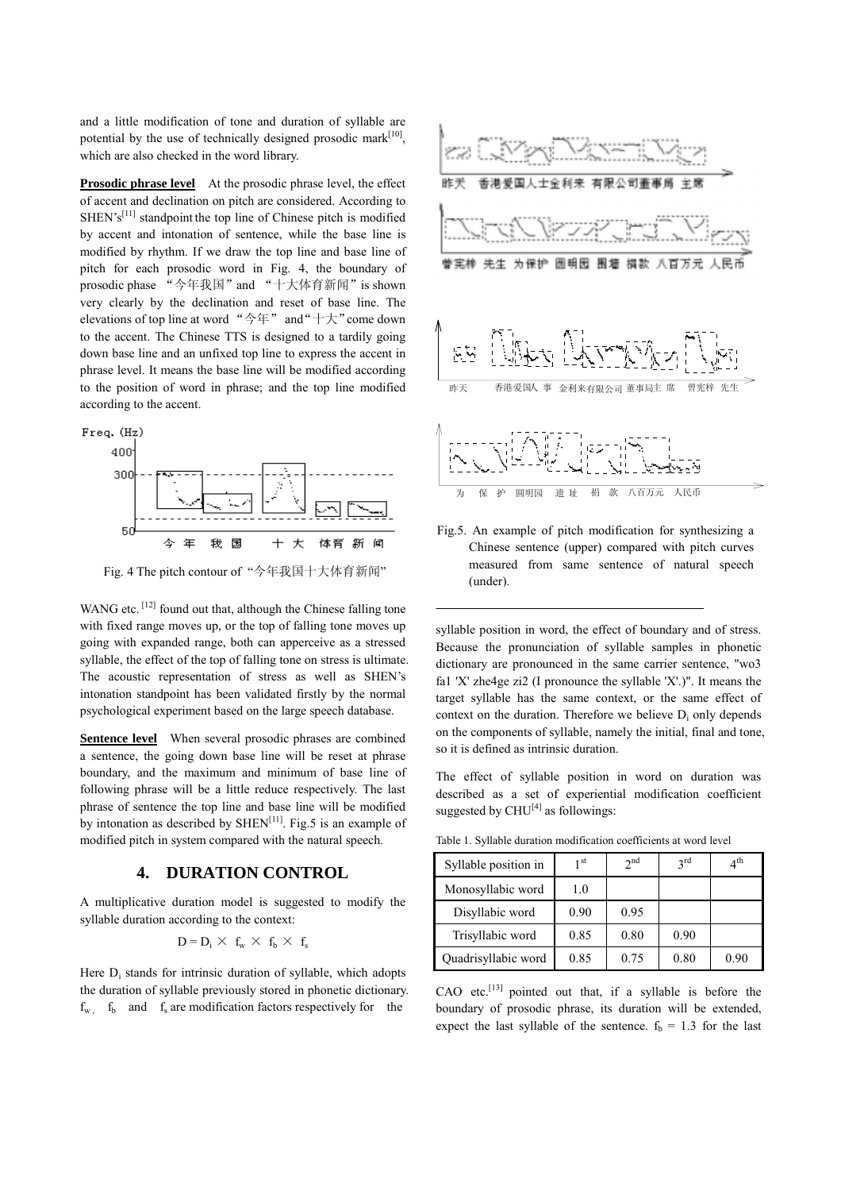and a little modification of tone and duration of syllable are potential by the use of technically designed prosodic mark[10], which are also checked in the word library.

**Prosodic phrase level** At the prosodic phrase level, the effect of accent and declination on pitch are considered. According to SHEN's[11] standpoint the top line of Chinese pitch is modified by accent and intonation of sentence, while the base line is modified by rhythm. If we draw the top line and base line of pitch for each prosodic word in Fig. 4, the boundary of prosodic phase "今年我国" and "十大体育新闻" is shown very clearly by the declination and reset of base line. The elevations of top line at word "今年" and "十大" come down to the accent. The Chinese TTS is designed to a tardily going down base line and an unfixed top line to express the accent in phrase level. It means the base line will be modified according to the position of word in phrase; and the top line modified according to the accent.

Fig. 4 The pitch contour of "今年我国十大体育新闻"

WANG etc. [12] found out that, although the Chinese falling tone with fixed range moves up, or the top of falling tone moves up going with expanded range, both can apperceive as a stressed syllable, the effect of the top of falling tone on stress is ultimate. The acoustic representation of stress as well as SHEN's intonation standpoint has been validated firstly by the normal psychological experiment based on the large speech database.

**Sentence level** When several prosodic phrases are combined a sentence, the going down base line will be reset at phrase boundary, and the maximum and minimum of base line of following phrase will be a little reduce respectively. The last phrase of sentence the top line and base line will be modified by intonation as described by SHEN[11]. Fig.5 is an example of modified pitch in system compared with the natural speech.

## 4. DURATION CONTROL

A multiplicative duration model is suggested to modify the syllable duration according to the context:

$$D = D_i \times f_w \times f_b \times f_s$$

Here $D_i$ stands for intrinsic duration of syllable, which adopts the duration of syllable previously stored in phonetic dictionary. $f_w$, $f_b$ and $f_s$ are modification factors respectively for the

Fig.5. An example of pitch modification for synthesizing a Chinese sentence (upper) compared with pitch curves measured from same sentence of natural speech (under).

syllable position in word, the effect of boundary and of stress. Because the pronunciation of syllable samples in phonetic dictionary are pronounced in the same carrier sentence, "wo3 fa1 'X' zhe4ge zi2 (I pronounce the syllable 'X'.)". It means the target syllable has the same context, or the same effect of context on the duration. Therefore we believe $D_i$ only depends on the components of syllable, namely the initial, final and tone, so it is defined as intrinsic duration.

The effect of syllable position in word on duration was described as a set of experiential modification coefficient suggested by CHU[4] as followings:

Table 1. Syllable duration modification coefficients at word level

| Syllable position in | 1st | 2nd | 3rd | 4th |
|---|---|---|---|---|
| Monosyllabic word | 1.0 | | | |
| Disyllabic word | 0.90 | 0.95 | | |
| Trisyllabic word | 0.85 | 0.80 | 0.90 | |
| Quadrisyllabic word | 0.85 | 0.75 | 0.80 | 0.90 |

CAO etc.[13] pointed out that, if a syllable is before the boundary of prosodic phrase, its duration will be extended, expect the last syllable of the sentence. $f_b$ = 1.3 for the last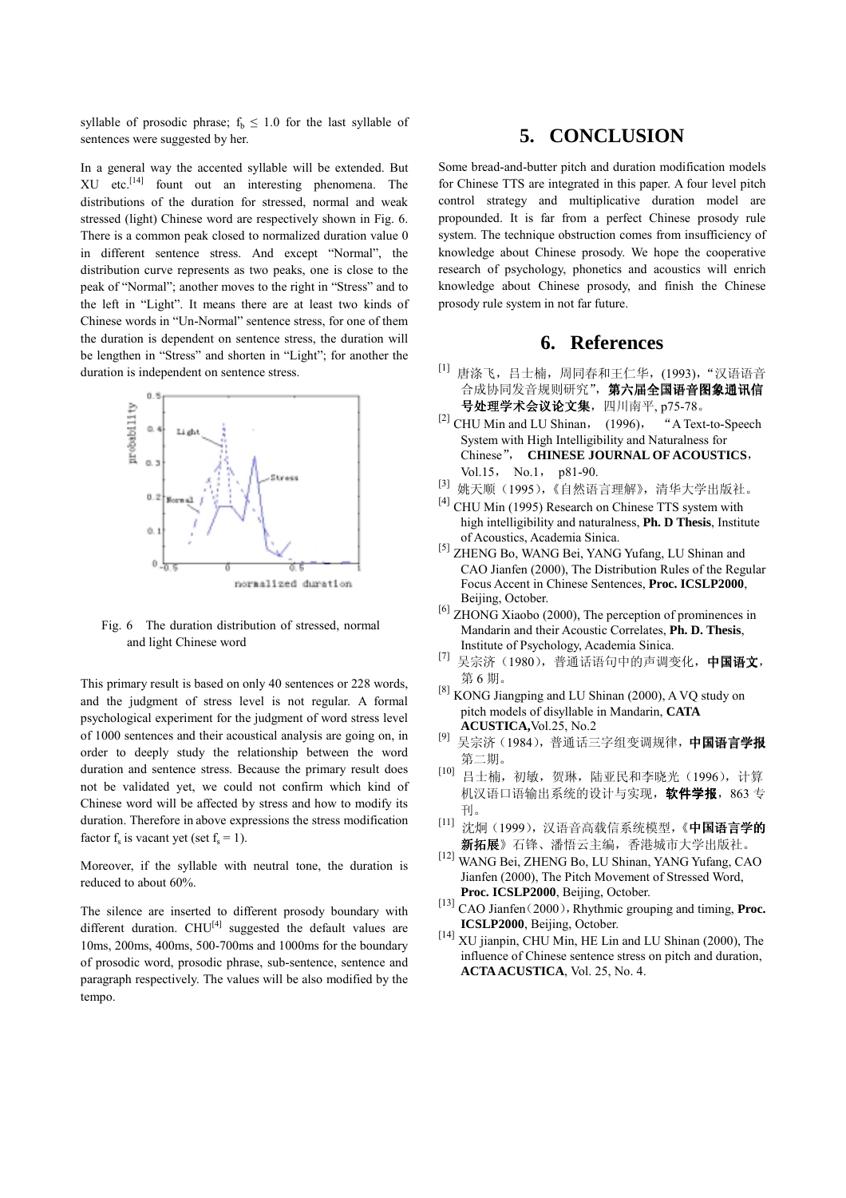syllable of prosodic phrase; $f_b \leq 1.0$ for the last syllable of sentences were suggested by her.

In a general way the accented syllable will be extended. But XU etc.[14] fount out an interesting phenomena. The distributions of the duration for stressed, normal and weak stressed (light) Chinese word are respectively shown in Fig. 6. There is a common peak closed to normalized duration value 0 in different sentence stress. And except "Normal", the distribution curve represents as two peaks, one is close to the peak of "Normal"; another moves to the right in "Stress" and to the left in "Light". It means there are at least two kinds of Chinese words in "Un-Normal" sentence stress, for one of them the duration is dependent on sentence stress, the duration will be lengthen in "Stress" and shorten in "Light"; for another the duration is independent on sentence stress.

probability
0.5
0.4
0.3
0.2
0.1
0
Light
Stress
Normal
-0.5
0
0.5
1
normalized duration

Fig. 6 The duration distribution of stressed, normal and light Chinese word

This primary result is based on only 40 sentences or 228 words, and the judgment of stress level is not regular. A formal psychological experiment for the judgment of word stress level of 1000 sentences and their acoustical analysis are going on, in order to deeply study the relationship between the word duration and sentence stress. Because the primary result does not be validated yet, we could not confirm which kind of Chinese word will be affected by stress and how to modify its duration. Therefore in above expressions the stress modification factor $f_s$ is vacant yet (set $f_s = 1$).

Moreover, if the syllable with neutral tone, the duration is reduced to about 60%.

The silence are inserted to different prosody boundary with different duration. CHU[4] suggested the default values are 10ms, 200ms, 400ms, 500-700ms and 1000ms for the boundary of prosodic word, prosodic phrase, sub-sentence, sentence and paragraph respectively. The values will be also modified by the tempo.

# 5. CONCLUSION

Some bread-and-butter pitch and duration modification models for Chinese TTS are integrated in this paper. A four level pitch control strategy and multiplicative duration model are propounded. It is far from a perfect Chinese prosody rule system. The technique obstruction comes from insufficiency of knowledge about Chinese prosody. We hope the cooperative research of psychology, phonetics and acoustics will enrich knowledge about Chinese prosody, and finish the Chinese prosody rule system in not far future.

# 6. References

[1] 唐涤飞，吕士楠，周同春和王仁华，(1993)，"汉语语音合成协同发音规则研究"，**第六届全国语音图象通讯信号处理学术会议论文集**，四川南平, p75-78。

[2] CHU Min and LU Shinan， (1996)， "A Text-to-Speech System with High Intelligibility and Naturalness for Chinese"， **CHINESE JOURNAL OF ACOUSTICS**， Vol.15， No.1， p81-90.

[3] 姚天顺（1995），《自然语言理解》，清华大学出版社。

[4] CHU Min (1995) Research on Chinese TTS system with high intelligibility and naturalness, **Ph. D Thesis**, Institute of Acoustics, Academia Sinica.

[5] ZHENG Bo, WANG Bei, YANG Yufang, LU Shinan and CAO Jianfen (2000), The Distribution Rules of the Regular Focus Accent in Chinese Sentences, **Proc. ICSLP2000**, Beijing, October.

[6] ZHONG Xiaobo (2000), The perception of prominences in Mandarin and their Acoustic Correlates, **Ph. D. Thesis**, Institute of Psychology, Academia Sinica.

[7] 吴宗济（1980），普通话语句中的声调变化，**中国语文**，第 6 期。

[8] KONG Jiangping and LU Shinan (2000), A VQ study on pitch models of disyllable in Mandarin, **CATA ACUSTICA,**Vol.25, No.2

[9] 吴宗济（1984），普通话三字组变调规律，**中国语言学报**第二期。

[10] 吕士楠，初敏，贺琳，陆亚民和李晓光（1996），计算机汉语口语输出系统的设计与实现，**软件学报**，863 专刊。

[11] 沈炯（1999），汉语音高载信系统模型，《**中国语言学的新拓展**》石锋、潘悟云主编，香港城市大学出版社。

[12] WANG Bei, ZHENG Bo, LU Shinan, YANG Yufang, CAO Jianfen (2000), The Pitch Movement of Stressed Word, **Proc. ICSLP2000**, Beijing, October.

[13] CAO Jianfen（2000）, Rhythmic grouping and timing, **Proc. ICSLP2000**, Beijing, October.

[14] XU jianpin, CHU Min, HE Lin and LU Shinan (2000), The influence of Chinese sentence stress on pitch and duration, **ACTA ACUSTICA**, Vol. 25, No. 4.